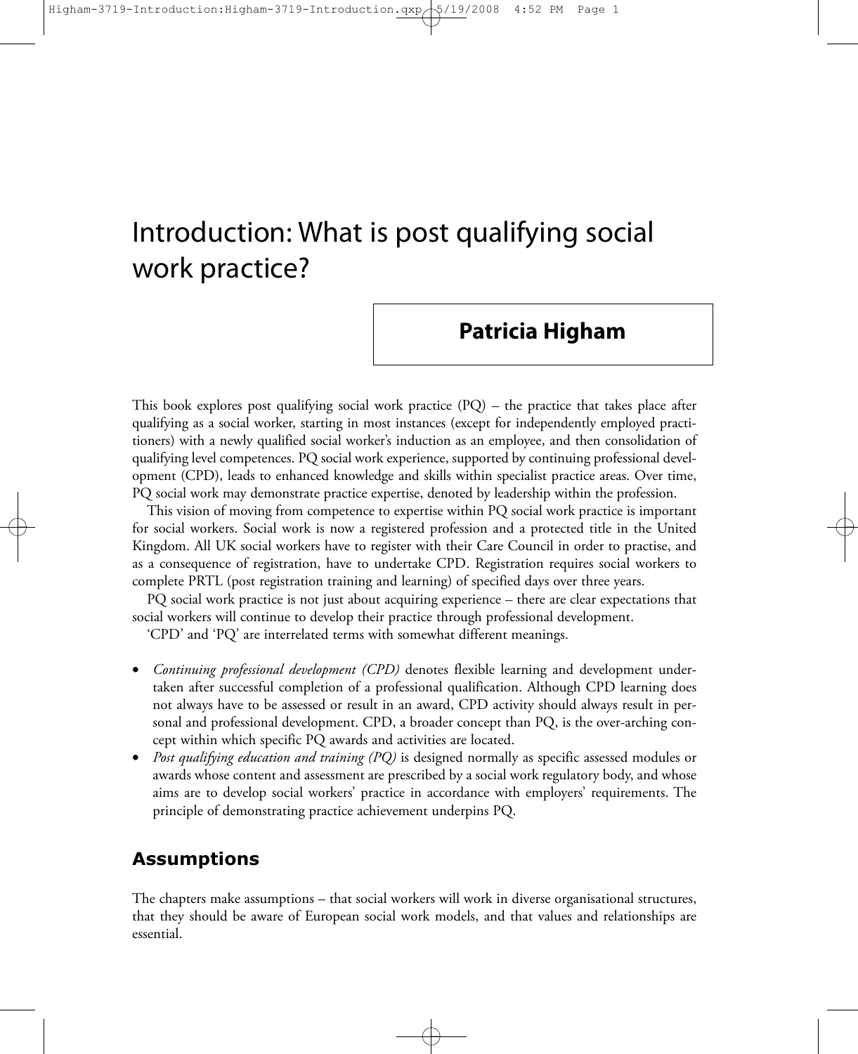# Introduction: What is post qualifying social work practice?

**Patricia Higham**

This book explores post qualifying social work practice (PQ) – the practice that takes place after qualifying as a social worker, starting in most instances (except for independently employed practitioners) with a newly qualified social worker's induction as an employee, and then consolidation of qualifying level competences. PQ social work experience, supported by continuing professional development (CPD), leads to enhanced knowledge and skills within specialist practice areas. Over time, PQ social work may demonstrate practice expertise, denoted by leadership within the profession.

This vision of moving from competence to expertise within PQ social work practice is important for social workers. Social work is now a registered profession and a protected title in the United Kingdom. All UK social workers have to register with their Care Council in order to practise, and as a consequence of registration, have to undertake CPD. Registration requires social workers to complete PRTL (post registration training and learning) of specified days over three years.

PQ social work practice is not just about acquiring experience – there are clear expectations that social workers will continue to develop their practice through professional development.

'CPD' and 'PQ' are interrelated terms with somewhat different meanings.

- *Continuing professional development (CPD)* denotes flexible learning and development undertaken after successful completion of a professional qualification. Although CPD learning does not always have to be assessed or result in an award, CPD activity should always result in personal and professional development. CPD, a broader concept than PQ, is the over-arching concept within which specific PQ awards and activities are located.
- *Post qualifying education and training (PQ)* is designed normally as specific assessed modules or awards whose content and assessment are prescribed by a social work regulatory body, and whose aims are to develop social workers' practice in accordance with employers' requirements. The principle of demonstrating practice achievement underpins PQ.

## Assumptions

The chapters make assumptions – that social workers will work in diverse organisational structures, that they should be aware of European social work models, and that values and relationships are essential.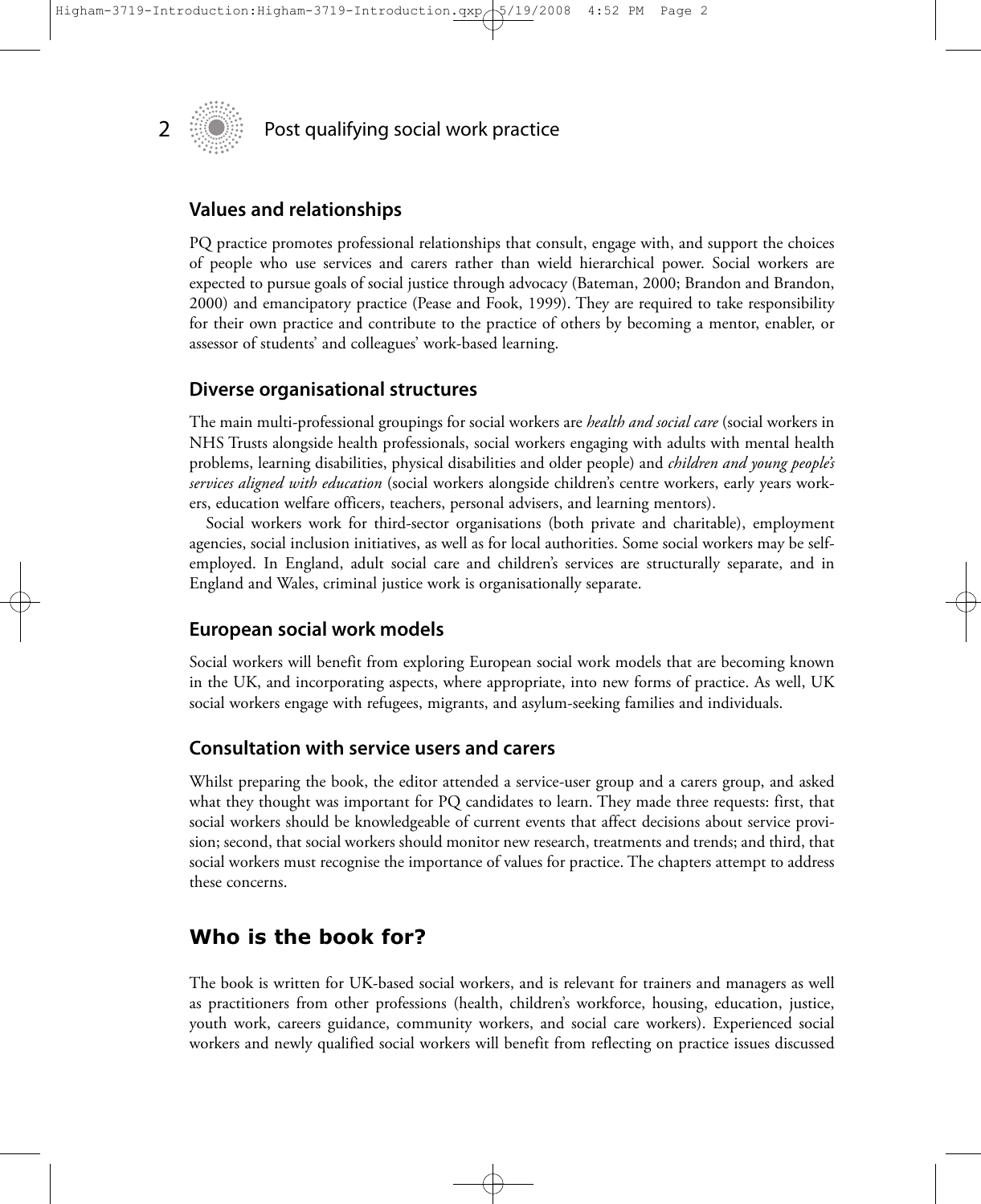### Values and relationships

PQ practice promotes professional relationships that consult, engage with, and support the choices of people who use services and carers rather than wield hierarchical power. Social workers are expected to pursue goals of social justice through advocacy (Bateman, 2000; Brandon and Brandon, 2000) and emancipatory practice (Pease and Fook, 1999). They are required to take responsibility for their own practice and contribute to the practice of others by becoming a mentor, enabler, or assessor of students' and colleagues' work-based learning.

### Diverse organisational structures

The main multi-professional groupings for social workers are *health and social care* (social workers in NHS Trusts alongside health professionals, social workers engaging with adults with mental health problems, learning disabilities, physical disabilities and older people) and *children and young people's services aligned with education* (social workers alongside children's centre workers, early years workers, education welfare officers, teachers, personal advisers, and learning mentors).

Social workers work for third-sector organisations (both private and charitable), employment agencies, social inclusion initiatives, as well as for local authorities. Some social workers may be self-employed. In England, adult social care and children's services are structurally separate, and in England and Wales, criminal justice work is organisationally separate.

### European social work models

Social workers will benefit from exploring European social work models that are becoming known in the UK, and incorporating aspects, where appropriate, into new forms of practice. As well, UK social workers engage with refugees, migrants, and asylum-seeking families and individuals.

### Consultation with service users and carers

Whilst preparing the book, the editor attended a service-user group and a carers group, and asked what they thought was important for PQ candidates to learn. They made three requests: first, that social workers should be knowledgeable of current events that affect decisions about service provision; second, that social workers should monitor new research, treatments and trends; and third, that social workers must recognise the importance of values for practice. The chapters attempt to address these concerns.

## Who is the book for?

The book is written for UK-based social workers, and is relevant for trainers and managers as well as practitioners from other professions (health, children's workforce, housing, education, justice, youth work, careers guidance, community workers, and social care workers). Experienced social workers and newly qualified social workers will benefit from reflecting on practice issues discussed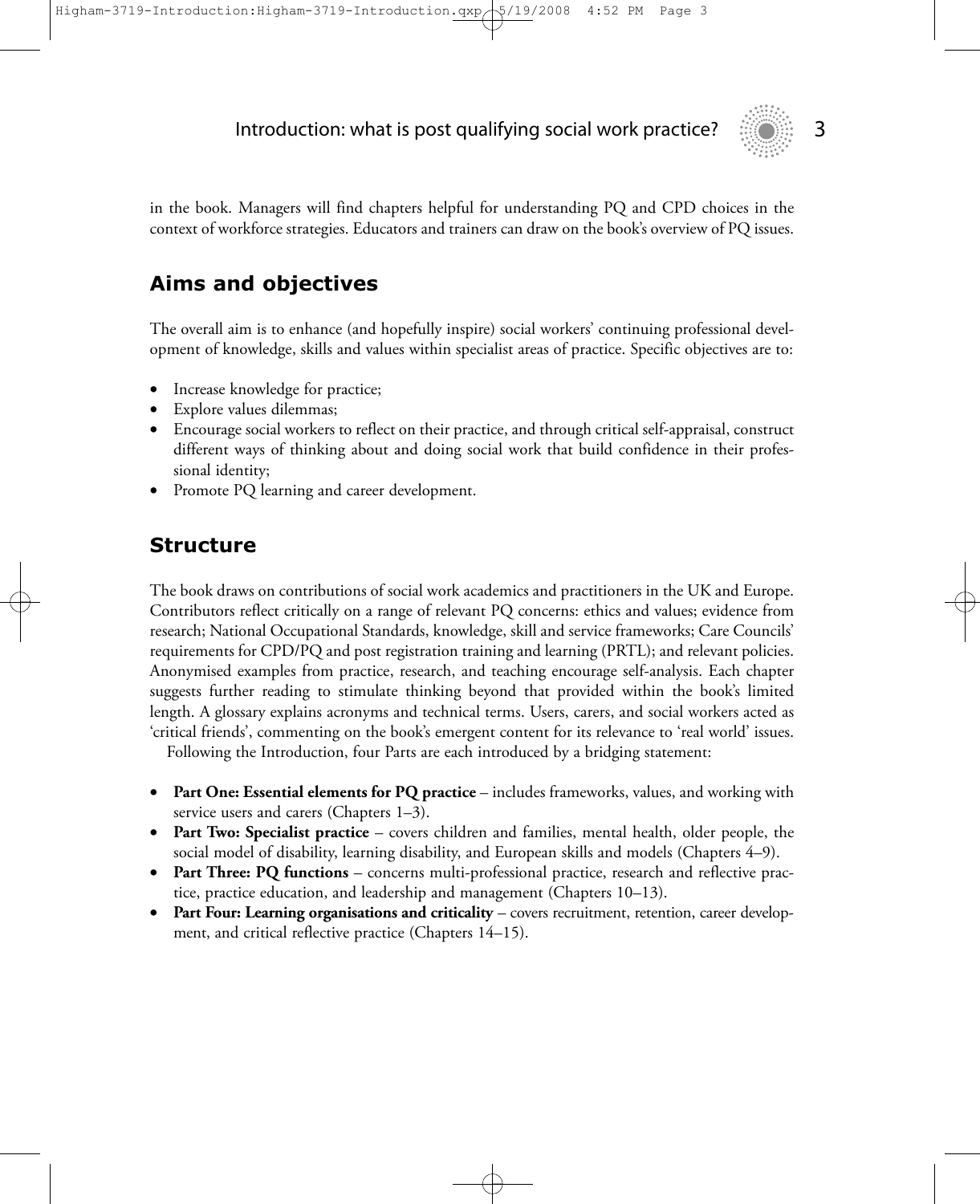in the book. Managers will find chapters helpful for understanding PQ and CPD choices in the context of workforce strategies. Educators and trainers can draw on the book's overview of PQ issues.

## Aims and objectives

The overall aim is to enhance (and hopefully inspire) social workers' continuing professional development of knowledge, skills and values within specialist areas of practice. Specific objectives are to:

- Increase knowledge for practice;
- Explore values dilemmas;
- Encourage social workers to reflect on their practice, and through critical self-appraisal, construct different ways of thinking about and doing social work that build confidence in their professional identity;
- Promote PQ learning and career development.

## Structure

The book draws on contributions of social work academics and practitioners in the UK and Europe. Contributors reflect critically on a range of relevant PQ concerns: ethics and values; evidence from research; National Occupational Standards, knowledge, skill and service frameworks; Care Councils' requirements for CPD/PQ and post registration training and learning (PRTL); and relevant policies. Anonymised examples from practice, research, and teaching encourage self-analysis. Each chapter suggests further reading to stimulate thinking beyond that provided within the book's limited length. A glossary explains acronyms and technical terms. Users, carers, and social workers acted as 'critical friends', commenting on the book's emergent content for its relevance to 'real world' issues.

Following the Introduction, four Parts are each introduced by a bridging statement:

- **Part One: Essential elements for PQ practice** – includes frameworks, values, and working with service users and carers (Chapters 1–3).
- **Part Two: Specialist practice** – covers children and families, mental health, older people, the social model of disability, learning disability, and European skills and models (Chapters 4–9).
- **Part Three: PQ functions** – concerns multi-professional practice, research and reflective practice, practice education, and leadership and management (Chapters 10–13).
- **Part Four: Learning organisations and criticality** – covers recruitment, retention, career development, and critical reflective practice (Chapters 14–15).